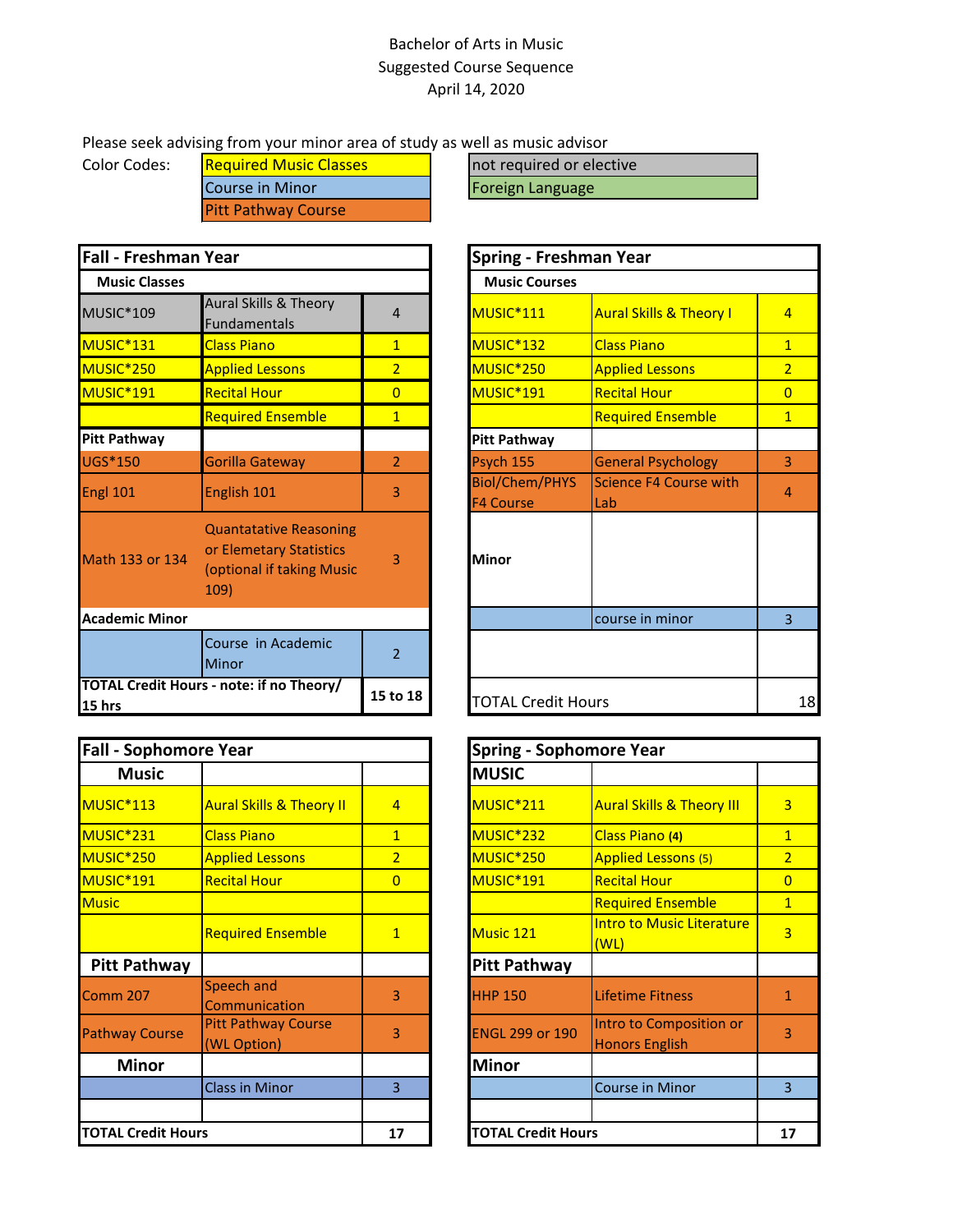Bachelor of Arts in Music
Suggested Course Sequence
April 14, 2020

Please seek advising from your minor area of study as well as music advisor

Color Codes:

| | |
|---|---|
| Required Music Classes | not required or elective |
| Course in Minor | Foreign Language |
| Pitt Pathway Course | |

| Fall - Freshman Year | | |
|---|---|---|
| **Music Classes** | | |
| MUSIC*109 | Aural Skills & Theory Fundamentals | 4 |
| MUSIC*131 | Class Piano | 1 |
| MUSIC*250 | Applied Lessons | 2 |
| MUSIC*191 | Recital Hour | 0 |
| | Required Ensemble | 1 |
| **Pitt Pathway** | | |
| UGS*150 | Gorilla Gateway | 2 |
| Engl 101 | English 101 | 3 |
| Math 133 or 134 | Quantatative Reasoning or Elemetary Statistics (optional if taking Music 109) | 3 |
| **Academic Minor** | | |
| | Course in Academic Minor | 2 |
| **TOTAL Credit Hours - note: if no Theory/ 15 hrs** | | **15 to 18** |

| Spring - Freshman Year | | |
|---|---|---|
| **Music Courses** | | |
| MUSIC*111 | Aural Skills & Theory I | 4 |
| MUSIC*132 | Class Piano | 1 |
| MUSIC*250 | Applied Lessons | 2 |
| MUSIC*191 | Recital Hour | 0 |
| | Required Ensemble | 1 |
| **Pitt Pathway** | | |
| Psych 155 | General Psychology | 3 |
| Biol/Chem/PHYS F4 Course | Science F4 Course with Lab | 4 |
| **Minor** | | |
| | course in minor | 3 |
| | | |
| TOTAL Credit Hours | | 18 |

| Fall - Sophomore Year | | |
|---|---|---|
| **Music** | | |
| MUSIC*113 | Aural Skills & Theory II | 4 |
| MUSIC*231 | Class Piano | 1 |
| MUSIC*250 | Applied Lessons | 2 |
| MUSIC*191 | Recital Hour | 0 |
| Music | | |
| | Required Ensemble | 1 |
| **Pitt Pathway** | | |
| Comm 207 | Speech and Communication | 3 |
| Pathway Course | Pitt Pathway Course (WL Option) | 3 |
| **Minor** | | |
| | Class in Minor | 3 |
| | | |
| **TOTAL Credit Hours** | | **17** |

| Spring - Sophomore Year | | |
|---|---|---|
| **MUSIC** | | |
| MUSIC*211 | Aural Skills & Theory III | 3 |
| MUSIC*232 | Class Piano **(4)** | 1 |
| MUSIC*250 | Applied Lessons (5) | 2 |
| MUSIC*191 | Recital Hour | 0 |
| | Required Ensemble | 1 |
| Music 121 | Intro to Music Literature (WL) | 3 |
| **Pitt Pathway** | | |
| HHP 150 | Lifetime Fitness | 1 |
| ENGL 299 or 190 | Intro to Composition or Honors English | 3 |
| **Minor** | | |
| | Course in Minor | 3 |
| | | |
| **TOTAL Credit Hours** | | **17** |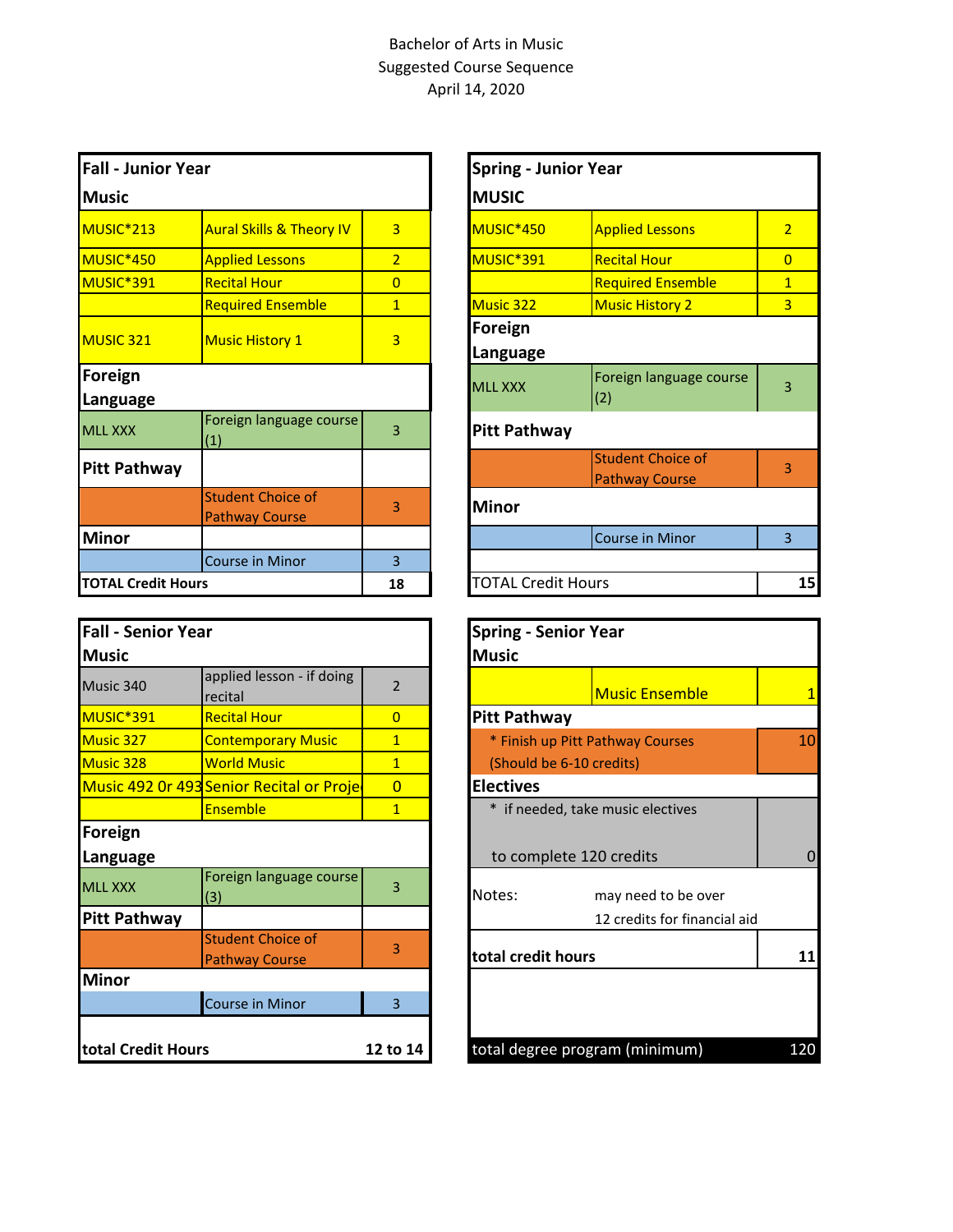Bachelor of Arts in Music
Suggested Course Sequence
April 14, 2020

| Fall - Junior Year | | |
|---|---|---|
| **Music** | | |
| MUSIC*213 | Aural Skills & Theory IV | 3 |
| MUSIC*450 | Applied Lessons | 2 |
| MUSIC*391 | Recital Hour | 0 |
| | Required Ensemble | 1 |
| MUSIC 321 | Music History 1 | 3 |
| **Foreign Language** | | |
| MLL XXX | Foreign language course (1) | 3 |
| **Pitt Pathway** | | |
| | Student Choice of Pathway Course | 3 |
| **Minor** | | |
| | Course in Minor | 3 |
| **TOTAL Credit Hours** | | **18** |

| Spring - Junior Year | | |
|---|---|---|
| **MUSIC** | | |
| MUSIC*450 | Applied Lessons | 2 |
| MUSIC*391 | Recital Hour | 0 |
| | Required Ensemble | 1 |
| Music 322 | Music History 2 | 3 |
| **Foreign Language** | | |
| MLL XXX | Foreign language course (2) | 3 |
| **Pitt Pathway** | | |
| | Student Choice of Pathway Course | 3 |
| **Minor** | | |
| | Course in Minor | 3 |
| TOTAL Credit Hours | | **15** |

| Fall - Senior Year | | |
|---|---|---|
| **Music** | | |
| Music 340 | applied lesson - if doing recital | 2 |
| MUSIC*391 | Recital Hour | 0 |
| Music 327 | Contemporary Music | 1 |
| Music 328 | World Music | 1 |
| Music 492 0r 493 | Senior Recital or Proje | 0 |
| | Ensemble | 1 |
| **Foreign Language** | | |
| MLL XXX | Foreign language course (3) | 3 |
| **Pitt Pathway** | | |
| | Student Choice of Pathway Course | 3 |
| **Minor** | | |
| | Course in Minor | 3 |
| **total Credit Hours** | | **12 to 14** |

| Spring - Senior Year | | |
|---|---|---|
| **Music** | | |
| | Music Ensemble | 1 |
| **Pitt Pathway** | | |
| * Finish up Pitt Pathway Courses (Should be 6-10 credits) | | 10 |
| **Electives** | | |
| * if needed, take music electives to complete 120 credits | | 0 |
| Notes: | may need to be over 12 credits for financial aid | |
| **total credit hours** | | **11** |
| total degree program (minimum) | | 120 |